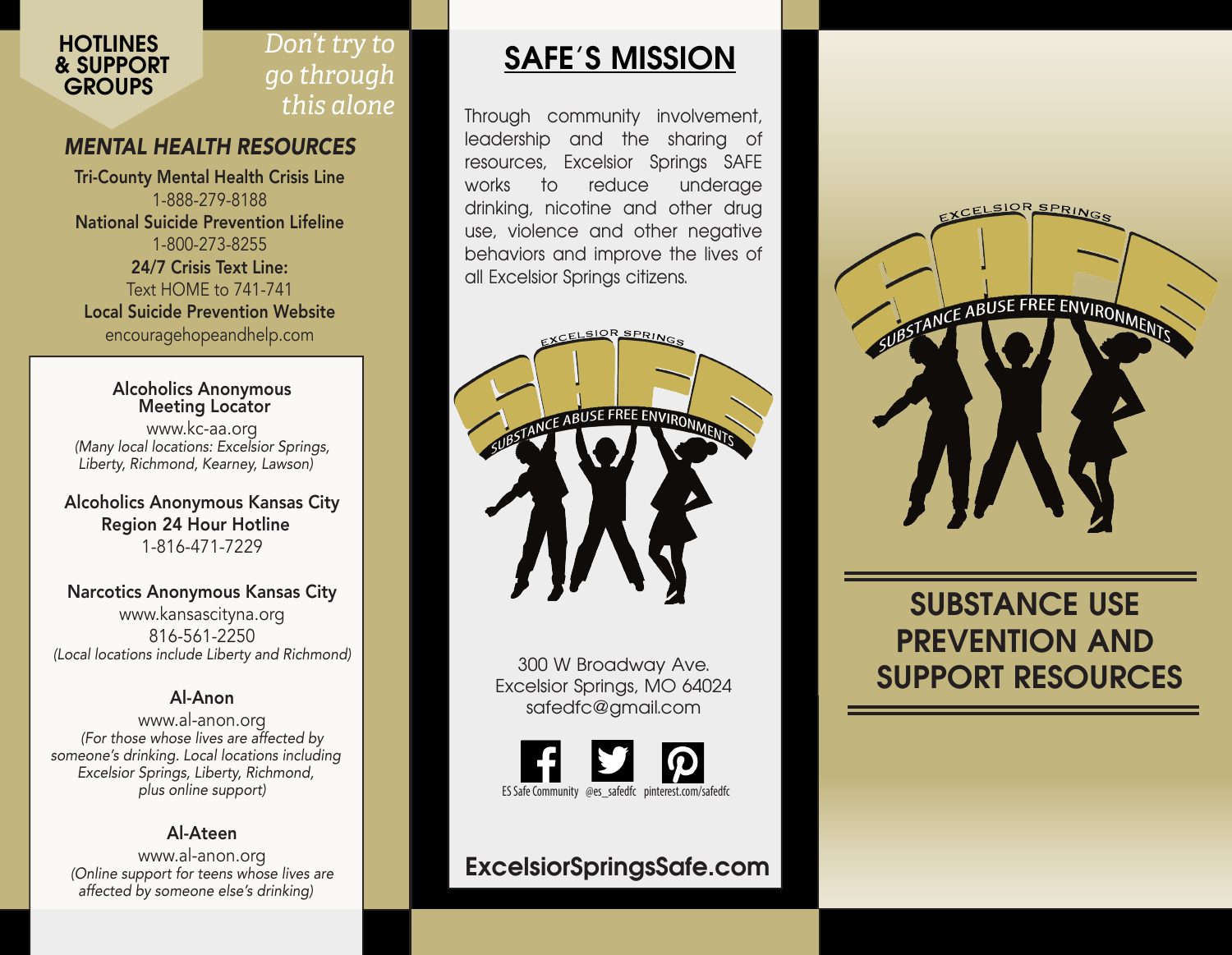## HOTLINES & SUPPORT GROUPS

*Don't try to go through this alone*

### *MENTAL HEALTH RESOURCES*

**Tri-County Mental Health Crisis Line**
1-888-279-8188

**National Suicide Prevention Lifeline**
1-800-273-8255

**24/7 Crisis Text Line:**
Text HOME to 741-741

**Local Suicide Prevention Website**
encouragehopeandhelp.com

**Alcoholics Anonymous Meeting Locator**
www.kc-aa.org
*(Many local locations: Excelsior Springs, Liberty, Richmond, Kearney, Lawson)*

**Alcoholics Anonymous Kansas City Region 24 Hour Hotline**
1-816-471-7229

**Narcotics Anonymous Kansas City**
www.kansascityna.org
816-561-2250
*(Local locations include Liberty and Richmond)*

**Al-Anon**
www.al-anon.org
*(For those whose lives are affected by someone's drinking. Local locations including Excelsior Springs, Liberty, Richmond, plus online support)*

**Al-Ateen**
www.al-anon.org
*(Online support for teens whose lives are affected by someone else's drinking)*

## SAFE'S MISSION

Through community involvement, leadership and the sharing of resources, Excelsior Springs SAFE works to reduce underage drinking, nicotine and other drug use, violence and other negative behaviors and improve the lives of all Excelsior Springs citizens.

EXCELSIOR SPRINGS SAFE SUBSTANCE ABUSE FREE ENVIRONMENTS

300 W Broadway Ave.
Excelsior Springs, MO 64024
safedfc@gmail.com

ES Safe Community @es_safedfc pinterest.com/safedfc

**ExcelsiorSpringsSafe.com**

EXCELSIOR SPRINGS SAFE SUBSTANCE ABUSE FREE ENVIRONMENTS

# SUBSTANCE USE PREVENTION AND SUPPORT RESOURCES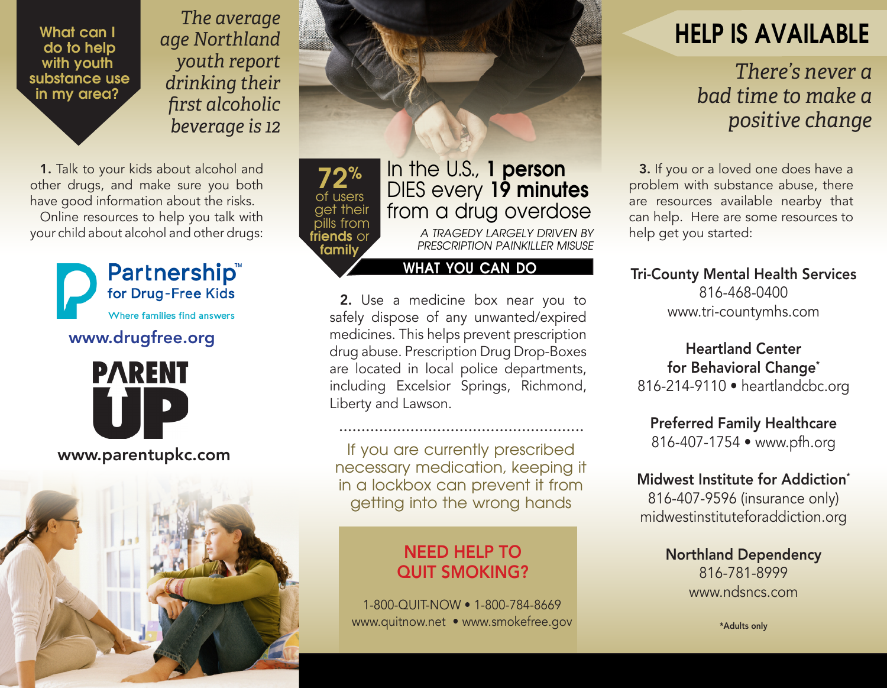**What can I do to help with youth substance use in my area?**

*The average age Northland youth report drinking their first alcoholic beverage is 12*

**1.** Talk to your kids about alcohol and other drugs, and make sure you both have good information about the risks.

Online resources to help you talk with your child about alcohol and other drugs:

**Partnership™ for Drug-Free Kids**
Where families find answers

**www.drugfree.org**

**PARENT UP**

**www.parentupkc.com**

**72%** of users get their pills from **friends** or **family**

In the U.S., **1 person** DIES every **19 minutes** from a drug overdose

*A TRAGEDY LARGELY DRIVEN BY PRESCRIPTION PAINKILLER MISUSE*

## WHAT YOU CAN DO

**2.** Use a medicine box near you to safely dispose of any unwanted/expired medicines. This helps prevent prescription drug abuse. Prescription Drug Drop-Boxes are located in local police departments, including Excelsior Springs, Richmond, Liberty and Lawson.

If you are currently prescribed necessary medication, keeping it in a lockbox can prevent it from getting into the wrong hands

### NEED HELP TO QUIT SMOKING?

1-800-QUIT-NOW • 1-800-784-8669
www.quitnow.net • www.smokefree.gov

# HELP IS AVAILABLE

*There's never a bad time to make a positive change*

**3.** If you or a loved one does have a problem with substance abuse, there are resources available nearby that can help. Here are some resources to help get you started:

**Tri-County Mental Health Services**
816-468-0400
www.tri-countymhs.com

**Heartland Center for Behavioral Change***
816-214-9110 • heartlandcbc.org

**Preferred Family Healthcare**
816-407-1754 • www.pfh.org

**Midwest Institute for Addiction***
816-407-9596 (insurance only)
midwestinstituteforaddiction.org

**Northland Dependency**
816-781-8999
www.ndsncs.com

*Adults only